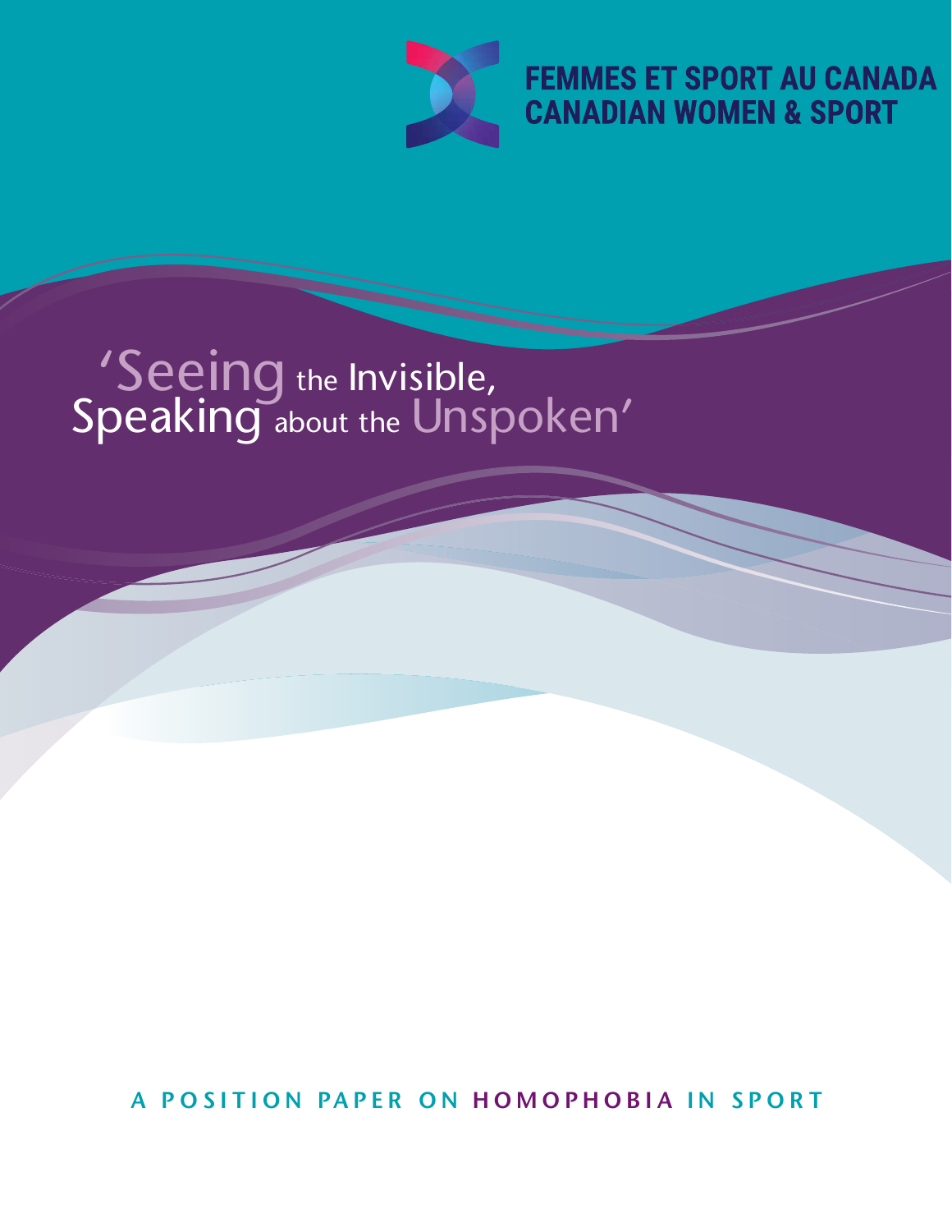FEMMES ET SPORT AU CANADA
CANADIAN WOMEN & SPORT

# 'Seeing the Invisible, Speaking about the Unspoken'

A POSITION PAPER ON HOMOPHOBIA IN SPORT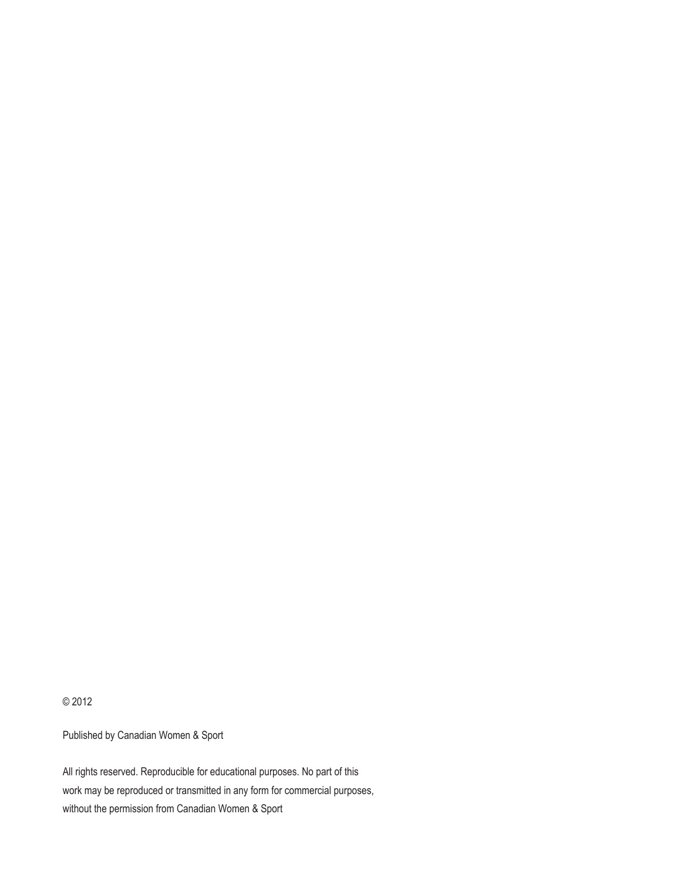© 2012

Published by Canadian Women & Sport

All rights reserved. Reproducible for educational purposes. No part of this work may be reproduced or transmitted in any form for commercial purposes, without the permission from Canadian Women & Sport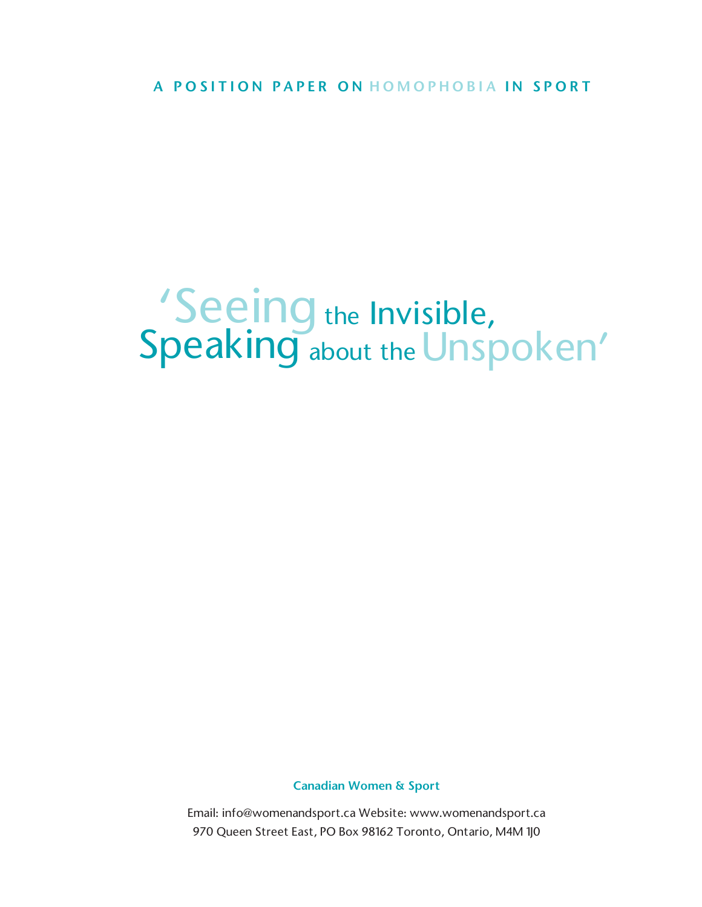A POSITION PAPER ON HOMOPHOBIA IN SPORT

# 'Seeing the Invisible, Speaking about the Unspoken'

**Canadian Women & Sport**

Email: info@womenandsport.ca Website: www.womenandsport.ca
970 Queen Street East, PO Box 98162 Toronto, Ontario, M4M 1J0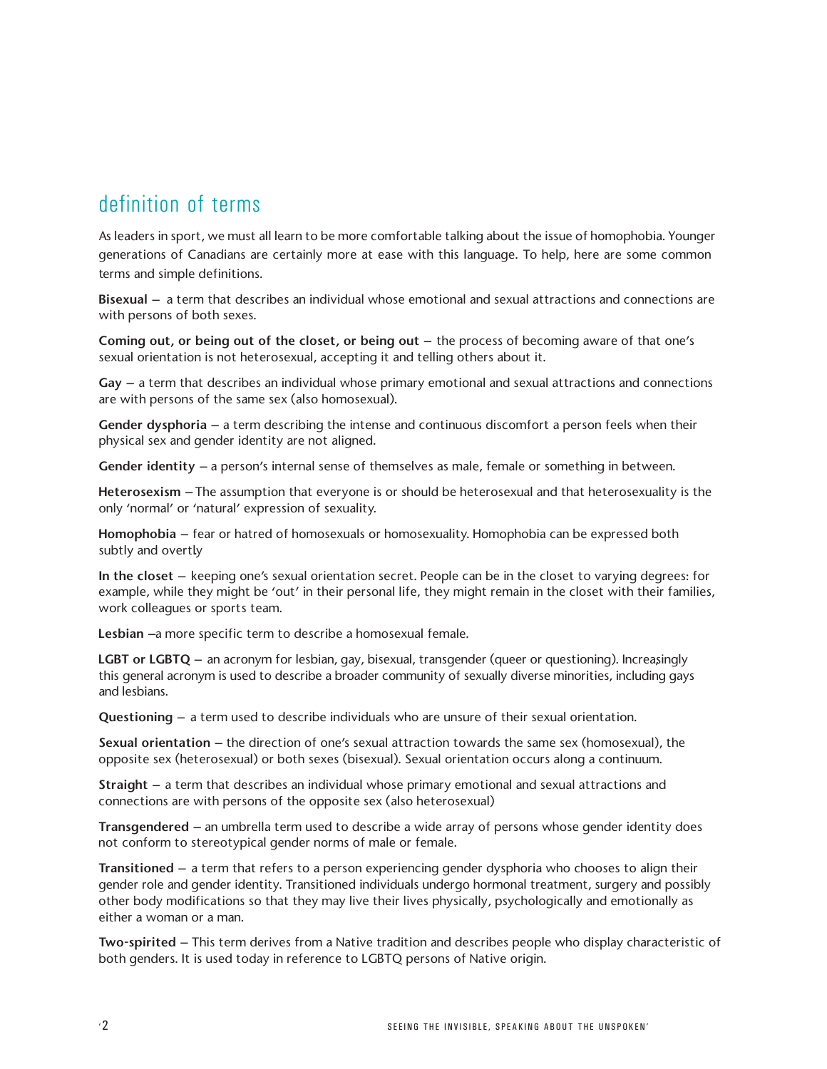## definition of terms

As leaders in sport, we must all learn to be more comfortable talking about the issue of homophobia. Younger generations of Canadians are certainly more at ease with this language. To help, here are some common terms and simple definitions.

**Bisexual** – a term that describes an individual whose emotional and sexual attractions and connections are with persons of both sexes.

**Coming out, or being out of the closet, or being out** – the process of becoming aware of that one's sexual orientation is not heterosexual, accepting it and telling others about it.

**Gay** – a term that describes an individual whose primary emotional and sexual attractions and connections are with persons of the same sex (also homosexual).

**Gender dysphoria** – a term describing the intense and continuous discomfort a person feels when their physical sex and gender identity are not aligned.

**Gender identity** – a person's internal sense of themselves as male, female or something in between.

**Heterosexism** – The assumption that everyone is or should be heterosexual and that heterosexuality is the only 'normal' or 'natural' expression of sexuality.

**Homophobia** – fear or hatred of homosexuals or homosexuality. Homophobia can be expressed both subtly and overtly

**In the closet** – keeping one's sexual orientation secret. People can be in the closet to varying degrees: for example, while they might be 'out' in their personal life, they might remain in the closet with their families, work colleagues or sports team.

**Lesbian** –a more specific term to describe a homosexual female.

**LGBT or LGBTQ** – an acronym for lesbian, gay, bisexual, transgender (queer or questioning). Increasingly this general acronym is used to describe a broader community of sexually diverse minorities, including gays and lesbians.

**Questioning** – a term used to describe individuals who are unsure of their sexual orientation.

**Sexual orientation** – the direction of one's sexual attraction towards the same sex (homosexual), the opposite sex (heterosexual) or both sexes (bisexual). Sexual orientation occurs along a continuum.

**Straight** – a term that describes an individual whose primary emotional and sexual attractions and connections are with persons of the opposite sex (also heterosexual)

**Transgendered** – an umbrella term used to describe a wide array of persons whose gender identity does not conform to stereotypical gender norms of male or female.

**Transitioned** – a term that refers to a person experiencing gender dysphoria who chooses to align their gender role and gender identity. Transitioned individuals undergo hormonal treatment, surgery and possibly other body modifications so that they may live their lives physically, psychologically and emotionally as either a woman or a man.

**Two-spirited** – This term derives from a Native tradition and describes people who display characteristic of both genders. It is used today in reference to LGBTQ persons of Native origin.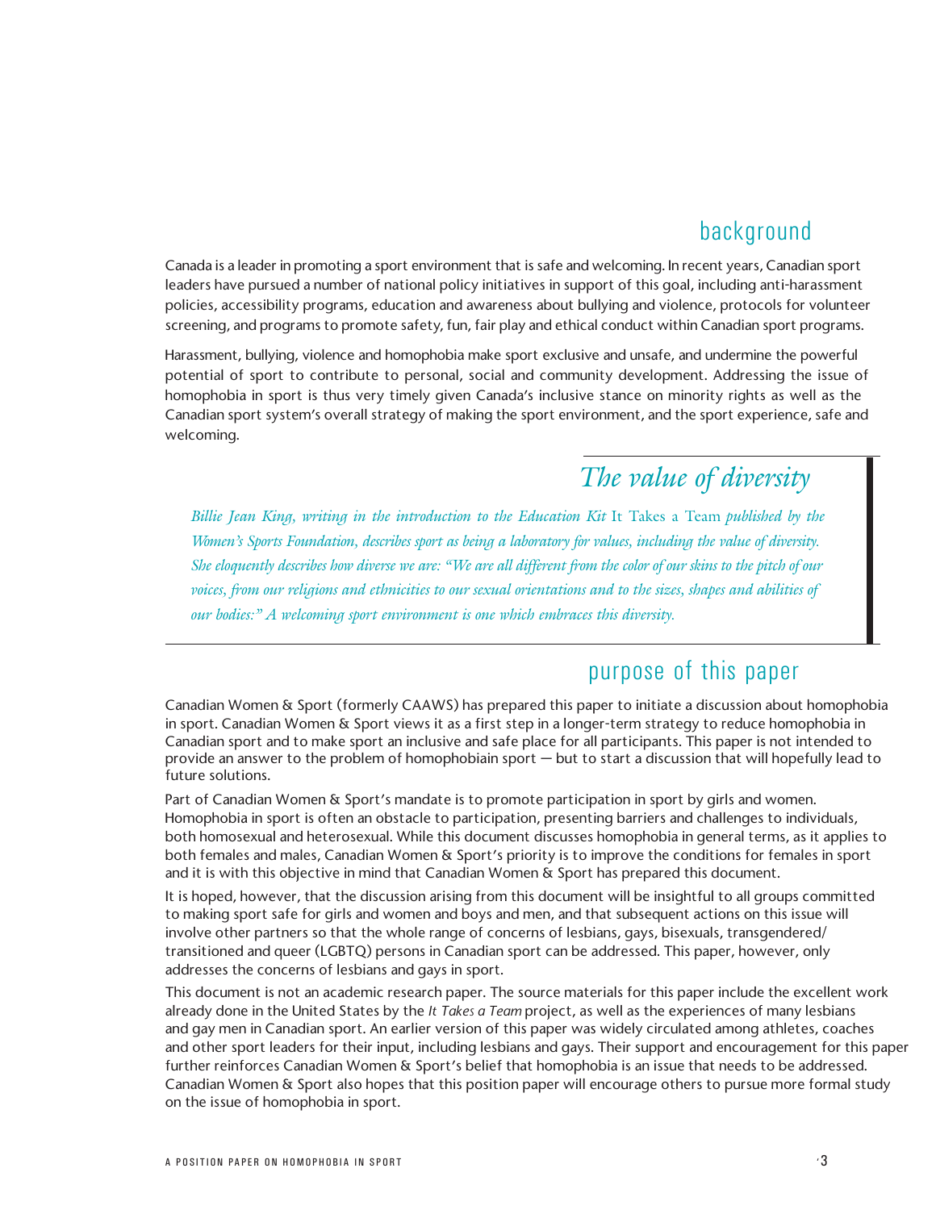## background

Canada is a leader in promoting a sport environment that is safe and welcoming. In recent years, Canadian sport leaders have pursued a number of national policy initiatives in support of this goal, including anti-harassment policies, accessibility programs, education and awareness about bullying and violence, protocols for volunteer screening, and programs to promote safety, fun, fair play and ethical conduct within Canadian sport programs.

Harassment, bullying, violence and homophobia make sport exclusive and unsafe, and undermine the powerful potential of sport to contribute to personal, social and community development. Addressing the issue of homophobia in sport is thus very timely given Canada's inclusive stance on minority rights as well as the Canadian sport system's overall strategy of making the sport environment, and the sport experience, safe and welcoming.

### *The value of diversity*

*Billie Jean King, writing in the introduction to the Education Kit* It Takes a Team *published by the Women's Sports Foundation, describes sport as being a laboratory for values, including the value of diversity. She eloquently describes how diverse we are: "We are all different from the color of our skins to the pitch of our voices, from our religions and ethnicities to our sexual orientations and to the sizes, shapes and abilities of our bodies:" A welcoming sport environment is one which embraces this diversity.*

## purpose of this paper

Canadian Women & Sport (formerly CAAWS) has prepared this paper to initiate a discussion about homophobia in sport. Canadian Women & Sport views it as a first step in a longer-term strategy to reduce homophobia in Canadian sport and to make sport an inclusive and safe place for all participants. This paper is not intended to provide an answer to the problem of homophobiain sport — but to start a discussion that will hopefully lead to future solutions.

Part of Canadian Women & Sport's mandate is to promote participation in sport by girls and women. Homophobia in sport is often an obstacle to participation, presenting barriers and challenges to individuals, both homosexual and heterosexual. While this document discusses homophobia in general terms, as it applies to both females and males, Canadian Women & Sport's priority is to improve the conditions for females in sport and it is with this objective in mind that Canadian Women & Sport has prepared this document.

It is hoped, however, that the discussion arising from this document will be insightful to all groups committed to making sport safe for girls and women and boys and men, and that subsequent actions on this issue will involve other partners so that the whole range of concerns of lesbians, gays, bisexuals, transgendered/transitioned and queer (LGBTQ) persons in Canadian sport can be addressed. This paper, however, only addresses the concerns of lesbians and gays in sport.

This document is not an academic research paper. The source materials for this paper include the excellent work already done in the United States by the *It Takes a Team* project, as well as the experiences of many lesbians and gay men in Canadian sport. An earlier version of this paper was widely circulated among athletes, coaches and other sport leaders for their input, including lesbians and gays. Their support and encouragement for this paper further reinforces Canadian Women & Sport's belief that homophobia is an issue that needs to be addressed. Canadian Women & Sport also hopes that this position paper will encourage others to pursue more formal study on the issue of homophobia in sport.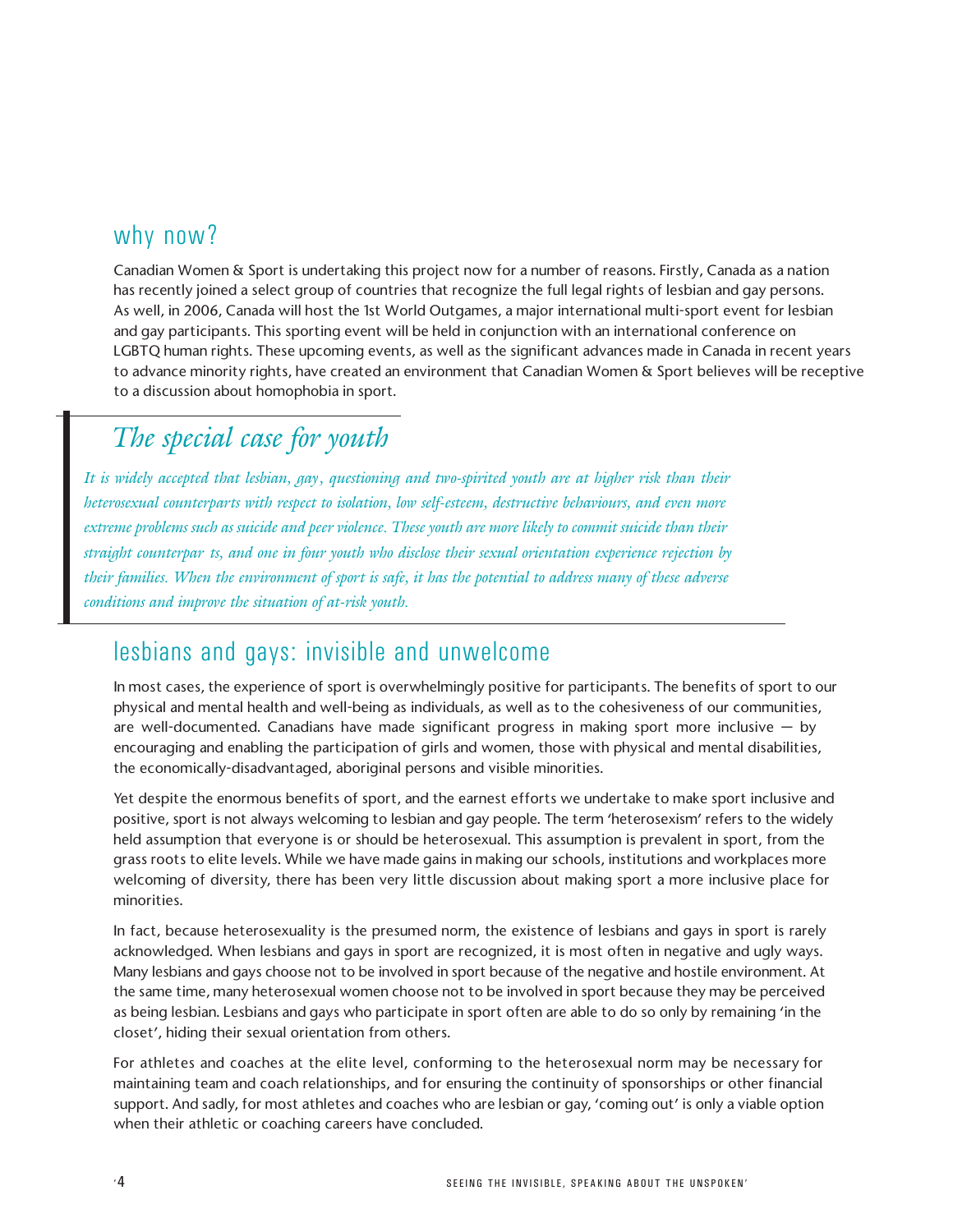## why now?

Canadian Women & Sport is undertaking this project now for a number of reasons. Firstly, Canada as a nation has recently joined a select group of countries that recognize the full legal rights of lesbian and gay persons. As well, in 2006, Canada will host the 1st World Outgames, a major international multi-sport event for lesbian and gay participants. This sporting event will be held in conjunction with an international conference on LGBTQ human rights. These upcoming events, as well as the significant advances made in Canada in recent years to advance minority rights, have created an environment that Canadian Women & Sport believes will be receptive to a discussion about homophobia in sport.

## *The special case for youth*

*It is widely accepted that lesbian, gay, questioning and two-spirited youth are at higher risk than their heterosexual counterparts with respect to isolation, low self-esteem, destructive behaviours, and even more extreme problems such as suicide and peer violence. These youth are more likely to commit suicide than their straight counterparts, and one in four youth who disclose their sexual orientation experience rejection by their families. When the environment of sport is safe, it has the potential to address many of these adverse conditions and improve the situation of at-risk youth.*

## lesbians and gays: invisible and unwelcome

In most cases, the experience of sport is overwhelmingly positive for participants. The benefits of sport to our physical and mental health and well-being as individuals, as well as to the cohesiveness of our communities, are well-documented. Canadians have made significant progress in making sport more inclusive — by encouraging and enabling the participation of girls and women, those with physical and mental disabilities, the economically-disadvantaged, aboriginal persons and visible minorities.

Yet despite the enormous benefits of sport, and the earnest efforts we undertake to make sport inclusive and positive, sport is not always welcoming to lesbian and gay people. The term 'heterosexism' refers to the widely held assumption that everyone is or should be heterosexual. This assumption is prevalent in sport, from the grass roots to elite levels. While we have made gains in making our schools, institutions and workplaces more welcoming of diversity, there has been very little discussion about making sport a more inclusive place for minorities.

In fact, because heterosexuality is the presumed norm, the existence of lesbians and gays in sport is rarely acknowledged. When lesbians and gays in sport are recognized, it is most often in negative and ugly ways. Many lesbians and gays choose not to be involved in sport because of the negative and hostile environment. At the same time, many heterosexual women choose not to be involved in sport because they may be perceived as being lesbian. Lesbians and gays who participate in sport often are able to do so only by remaining 'in the closet', hiding their sexual orientation from others.

For athletes and coaches at the elite level, conforming to the heterosexual norm may be necessary for maintaining team and coach relationships, and for ensuring the continuity of sponsorships or other financial support. And sadly, for most athletes and coaches who are lesbian or gay, 'coming out' is only a viable option when their athletic or coaching careers have concluded.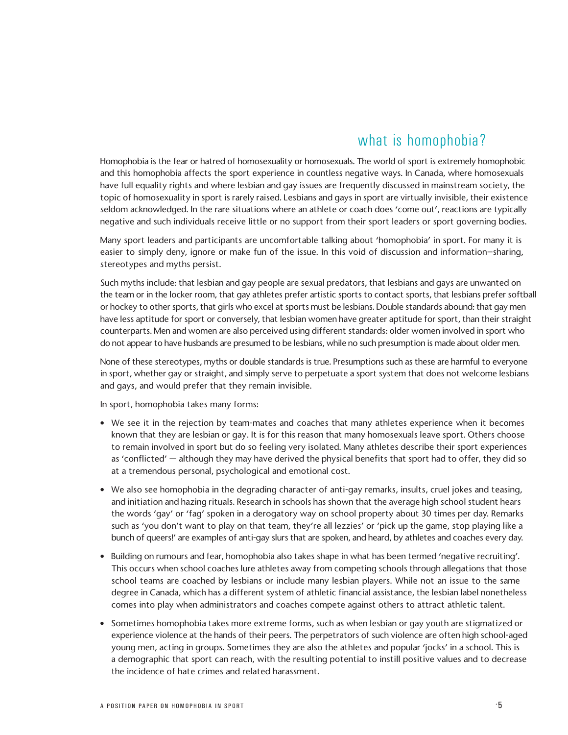## what is homophobia?

Homophobia is the fear or hatred of homosexuality or homosexuals. The world of sport is extremely homophobic and this homophobia affects the sport experience in countless negative ways. In Canada, where homosexuals have full equality rights and where lesbian and gay issues are frequently discussed in mainstream society, the topic of homosexuality in sport is rarely raised. Lesbians and gays in sport are virtually invisible, their existence seldom acknowledged. In the rare situations where an athlete or coach does 'come out', reactions are typically negative and such individuals receive little or no support from their sport leaders or sport governing bodies.

Many sport leaders and participants are uncomfortable talking about 'homophobia' in sport. For many it is easier to simply deny, ignore or make fun of the issue. In this void of discussion and information–sharing, stereotypes and myths persist.

Such myths include: that lesbian and gay people are sexual predators, that lesbians and gays are unwanted on the team or in the locker room, that gay athletes prefer artistic sports to contact sports, that lesbians prefer softball or hockey to other sports, that girls who excel at sports must be lesbians. Double standards abound: that gay men have less aptitude for sport or conversely, that lesbian women have greater aptitude for sport, than their straight counterparts. Men and women are also perceived using different standards: older women involved in sport who do not appear to have husbands are presumed to be lesbians, while no such presumption is made about older men.

None of these stereotypes, myths or double standards is true. Presumptions such as these are harmful to everyone in sport, whether gay or straight, and simply serve to perpetuate a sport system that does not welcome lesbians and gays, and would prefer that they remain invisible.

In sport, homophobia takes many forms:

- We see it in the rejection by team-mates and coaches that many athletes experience when it becomes known that they are lesbian or gay. It is for this reason that many homosexuals leave sport. Others choose to remain involved in sport but do so feeling very isolated. Many athletes describe their sport experiences as 'conflicted' — although they may have derived the physical benefits that sport had to offer, they did so at a tremendous personal, psychological and emotional cost.
- We also see homophobia in the degrading character of anti-gay remarks, insults, cruel jokes and teasing, and initiation and hazing rituals. Research in schools has shown that the average high school student hears the words 'gay' or 'fag' spoken in a derogatory way on school property about 30 times per day. Remarks such as 'you don't want to play on that team, they're all lezzies' or 'pick up the game, stop playing like a bunch of queers!' are examples of anti-gay slurs that are spoken, and heard, by athletes and coaches every day.
- Building on rumours and fear, homophobia also takes shape in what has been termed 'negative recruiting'. This occurs when school coaches lure athletes away from competing schools through allegations that those school teams are coached by lesbians or include many lesbian players. While not an issue to the same degree in Canada, which has a different system of athletic financial assistance, the lesbian label nonetheless comes into play when administrators and coaches compete against others to attract athletic talent.
- Sometimes homophobia takes more extreme forms, such as when lesbian or gay youth are stigmatized or experience violence at the hands of their peers. The perpetrators of such violence are often high school-aged young men, acting in groups. Sometimes they are also the athletes and popular 'jocks' in a school. This is a demographic that sport can reach, with the resulting potential to instill positive values and to decrease the incidence of hate crimes and related harassment.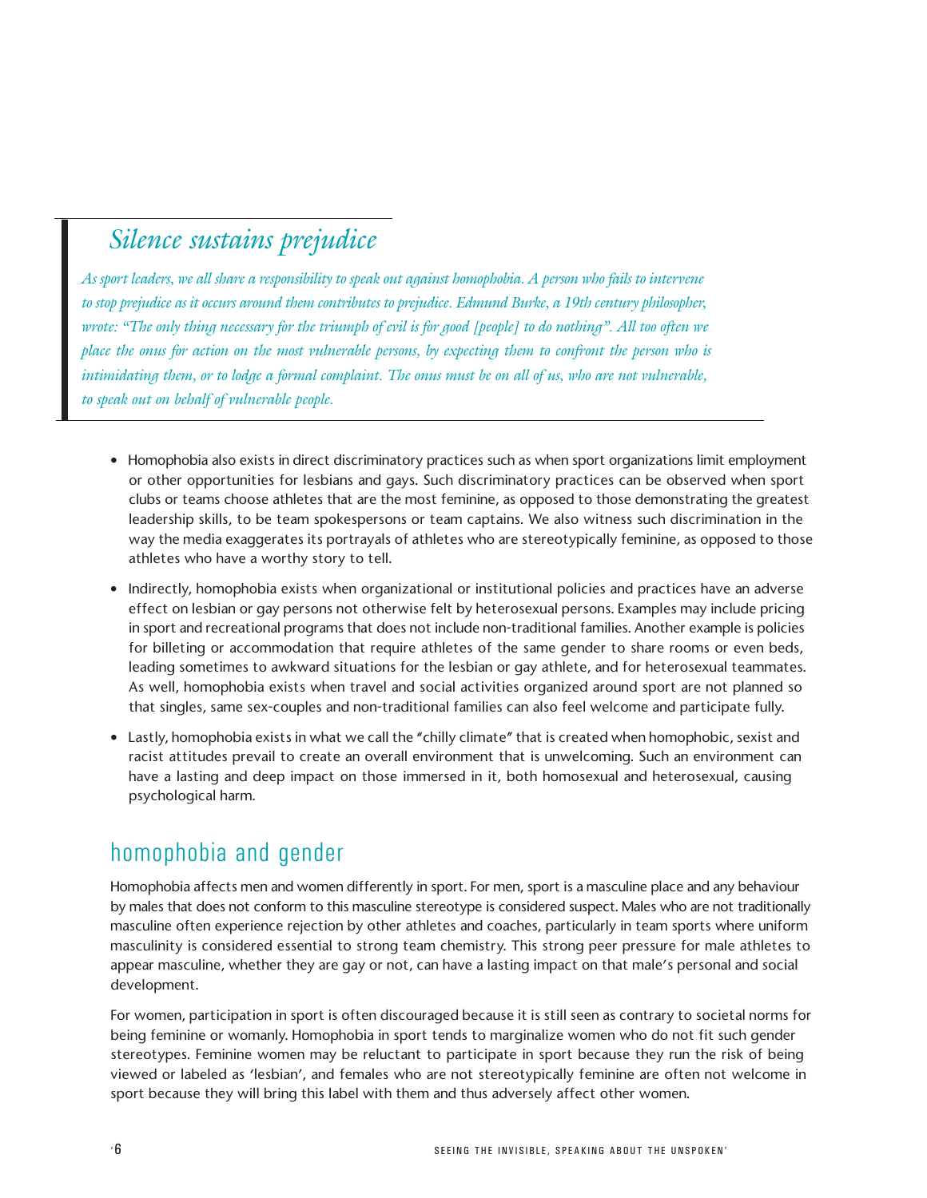## *Silence sustains prejudice*

*As sport leaders, we all share a responsibility to speak out against homophobia. A person who fails to intervene to stop prejudice as it occurs around them contributes to prejudice. Edmund Burke, a 19th century philosopher, wrote: "The only thing necessary for the triumph of evil is for good [people] to do nothing". All too often we place the onus for action on the most vulnerable persons, by expecting them to confront the person who is intimidating them, or to lodge a formal complaint. The onus must be on all of us, who are not vulnerable, to speak out on behalf of vulnerable people.*

- Homophobia also exists in direct discriminatory practices such as when sport organizations limit employment or other opportunities for lesbians and gays. Such discriminatory practices can be observed when sport clubs or teams choose athletes that are the most feminine, as opposed to those demonstrating the greatest leadership skills, to be team spokespersons or team captains. We also witness such discrimination in the way the media exaggerates its portrayals of athletes who are stereotypically feminine, as opposed to those athletes who have a worthy story to tell.
- Indirectly, homophobia exists when organizational or institutional policies and practices have an adverse effect on lesbian or gay persons not otherwise felt by heterosexual persons. Examples may include pricing in sport and recreational programs that does not include non-traditional families. Another example is policies for billeting or accommodation that require athletes of the same gender to share rooms or even beds, leading sometimes to awkward situations for the lesbian or gay athlete, and for heterosexual teammates. As well, homophobia exists when travel and social activities organized around sport are not planned so that singles, same sex-couples and non-traditional families can also feel welcome and participate fully.
- Lastly, homophobia exists in what we call the "chilly climate" that is created when homophobic, sexist and racist attitudes prevail to create an overall environment that is unwelcoming. Such an environment can have a lasting and deep impact on those immersed in it, both homosexual and heterosexual, causing psychological harm.

## homophobia and gender

Homophobia affects men and women differently in sport. For men, sport is a masculine place and any behaviour by males that does not conform to this masculine stereotype is considered suspect. Males who are not traditionally masculine often experience rejection by other athletes and coaches, particularly in team sports where uniform masculinity is considered essential to strong team chemistry. This strong peer pressure for male athletes to appear masculine, whether they are gay or not, can have a lasting impact on that male's personal and social development.

For women, participation in sport is often discouraged because it is still seen as contrary to societal norms for being feminine or womanly. Homophobia in sport tends to marginalize women who do not fit such gender stereotypes. Feminine women may be reluctant to participate in sport because they run the risk of being viewed or labeled as 'lesbian', and females who are not stereotypically feminine are often not welcome in sport because they will bring this label with them and thus adversely affect other women.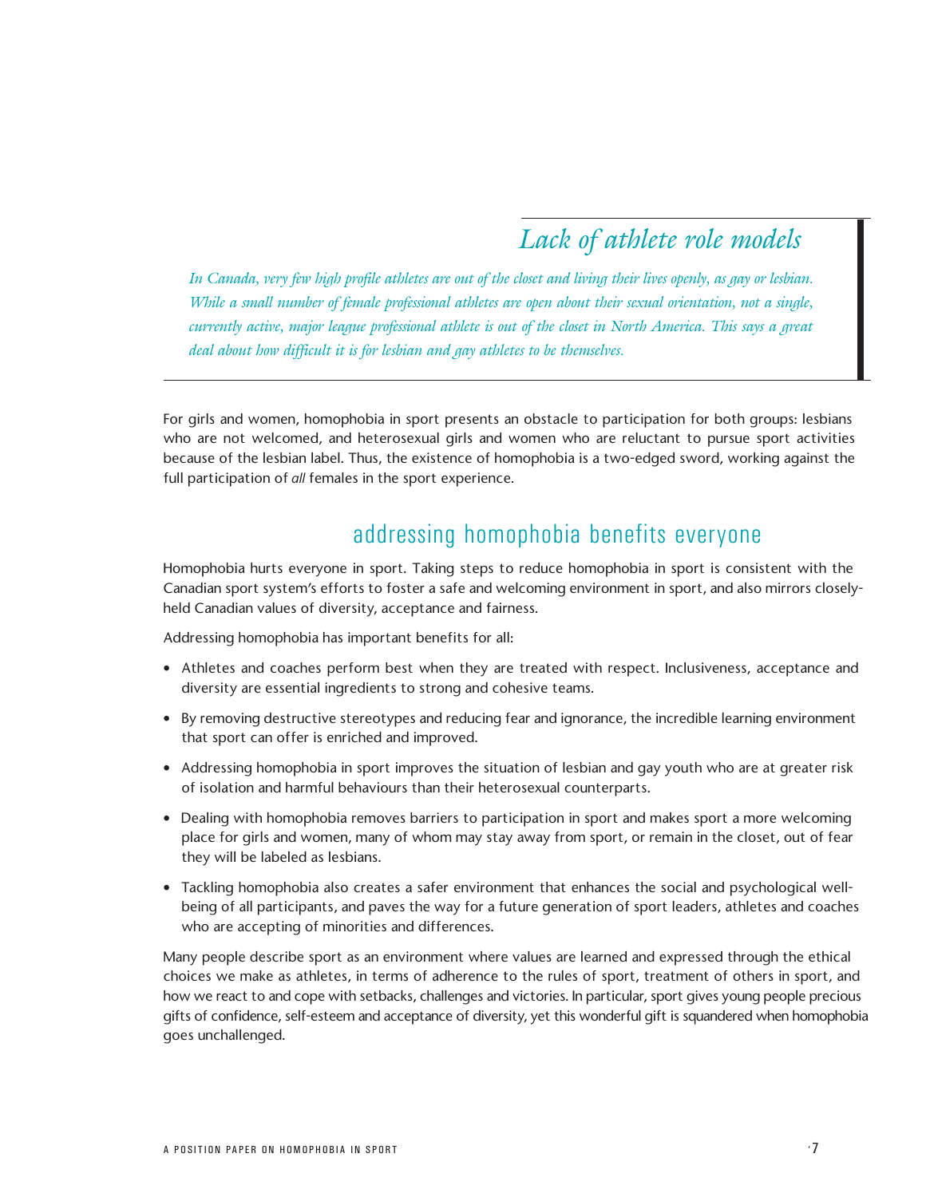## *Lack of athlete role models*

*In Canada, very few high profile athletes are out of the closet and living their lives openly, as gay or lesbian. While a small number of female professional athletes are open about their sexual orientation, not a single, currently active, major league professional athlete is out of the closet in North America. This says a great deal about how difficult it is for lesbian and gay athletes to be themselves.*

For girls and women, homophobia in sport presents an obstacle to participation for both groups: lesbians who are not welcomed, and heterosexual girls and women who are reluctant to pursue sport activities because of the lesbian label. Thus, the existence of homophobia is a two-edged sword, working against the full participation of *all* females in the sport experience.

## addressing homophobia benefits everyone

Homophobia hurts everyone in sport. Taking steps to reduce homophobia in sport is consistent with the Canadian sport system's efforts to foster a safe and welcoming environment in sport, and also mirrors closely-held Canadian values of diversity, acceptance and fairness.

Addressing homophobia has important benefits for all:

- Athletes and coaches perform best when they are treated with respect. Inclusiveness, acceptance and diversity are essential ingredients to strong and cohesive teams.
- By removing destructive stereotypes and reducing fear and ignorance, the incredible learning environment that sport can offer is enriched and improved.
- Addressing homophobia in sport improves the situation of lesbian and gay youth who are at greater risk of isolation and harmful behaviours than their heterosexual counterparts.
- Dealing with homophobia removes barriers to participation in sport and makes sport a more welcoming place for girls and women, many of whom may stay away from sport, or remain in the closet, out of fear they will be labeled as lesbians.
- Tackling homophobia also creates a safer environment that enhances the social and psychological well-being of all participants, and paves the way for a future generation of sport leaders, athletes and coaches who are accepting of minorities and differences.

Many people describe sport as an environment where values are learned and expressed through the ethical choices we make as athletes, in terms of adherence to the rules of sport, treatment of others in sport, and how we react to and cope with setbacks, challenges and victories. In particular, sport gives young people precious gifts of confidence, self-esteem and acceptance of diversity, yet this wonderful gift is squandered when homophobia goes unchallenged.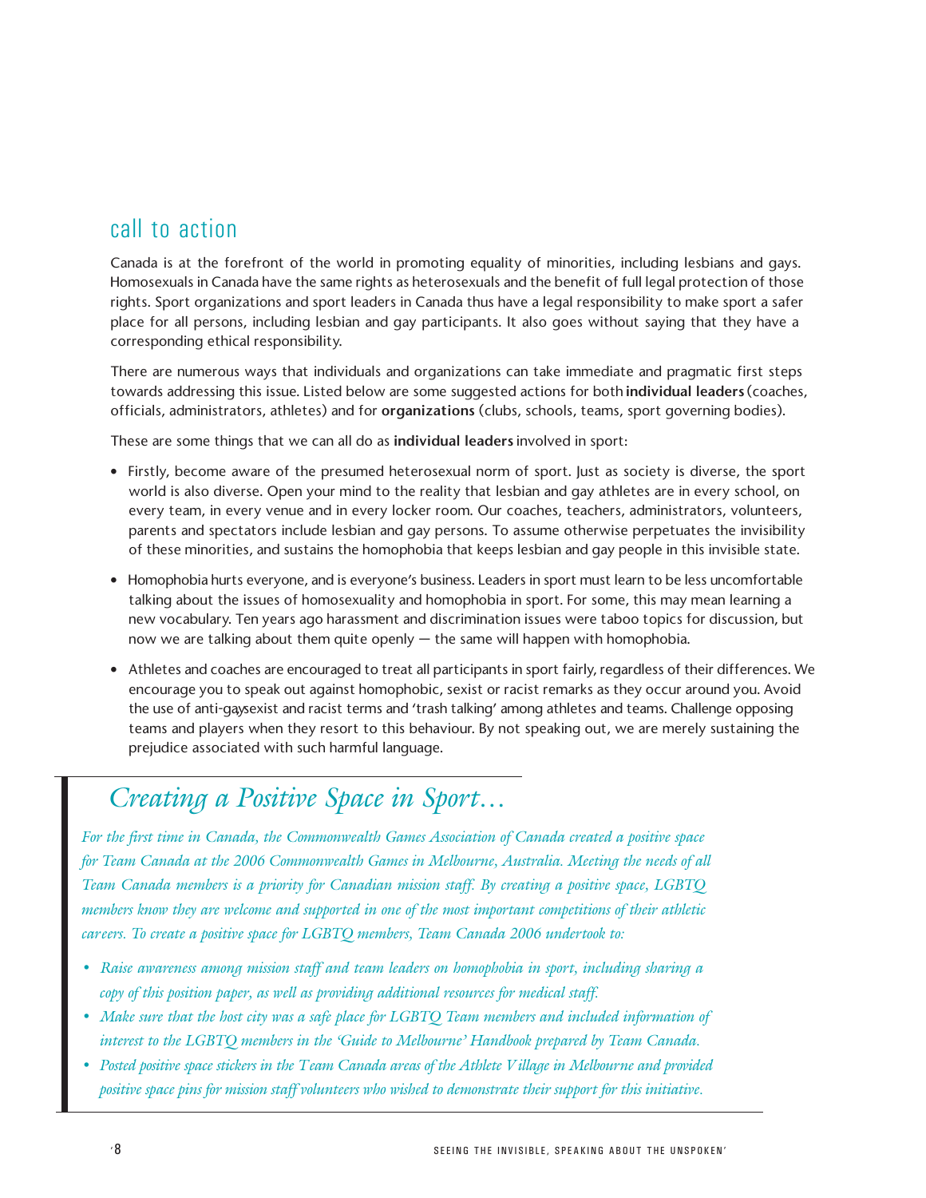## call to action

Canada is at the forefront of the world in promoting equality of minorities, including lesbians and gays. Homosexuals in Canada have the same rights as heterosexuals and the benefit of full legal protection of those rights. Sport organizations and sport leaders in Canada thus have a legal responsibility to make sport a safer place for all persons, including lesbian and gay participants. It also goes without saying that they have a corresponding ethical responsibility.

There are numerous ways that individuals and organizations can take immediate and pragmatic first steps towards addressing this issue. Listed below are some suggested actions for both **individual leaders** (coaches, officials, administrators, athletes) and for **organizations** (clubs, schools, teams, sport governing bodies).

These are some things that we can all do as **individual leaders** involved in sport:

- Firstly, become aware of the presumed heterosexual norm of sport. Just as society is diverse, the sport world is also diverse. Open your mind to the reality that lesbian and gay athletes are in every school, on every team, in every venue and in every locker room. Our coaches, teachers, administrators, volunteers, parents and spectators include lesbian and gay persons. To assume otherwise perpetuates the invisibility of these minorities, and sustains the homophobia that keeps lesbian and gay people in this invisible state.
- Homophobia hurts everyone, and is everyone's business. Leaders in sport must learn to be less uncomfortable talking about the issues of homosexuality and homophobia in sport. For some, this may mean learning a new vocabulary. Ten years ago harassment and discrimination issues were taboo topics for discussion, but now we are talking about them quite openly — the same will happen with homophobia.
- Athletes and coaches are encouraged to treat all participants in sport fairly, regardless of their differences. We encourage you to speak out against homophobic, sexist or racist remarks as they occur around you. Avoid the use of anti-gay sexist and racist terms and 'trash talking' among athletes and teams. Challenge opposing teams and players when they resort to this behaviour. By not speaking out, we are merely sustaining the prejudice associated with such harmful language.

### *Creating a Positive Space in Sport…*

*For the first time in Canada, the Commonwealth Games Association of Canada created a positive space for Team Canada at the 2006 Commonwealth Games in Melbourne, Australia. Meeting the needs of all Team Canada members is a priority for Canadian mission staff. By creating a positive space, LGBTQ members know they are welcome and supported in one of the most important competitions of their athletic careers. To create a positive space for LGBTQ members, Team Canada 2006 undertook to:*

- *Raise awareness among mission staff and team leaders on homophobia in sport, including sharing a copy of this position paper, as well as providing additional resources for medical staff.*
- *Make sure that the host city was a safe place for LGBTQ Team members and included information of interest to the LGBTQ members in the 'Guide to Melbourne' Handbook prepared by Team Canada.*
- *Posted positive space stickers in the Team Canada areas of the Athlete Village in Melbourne and provided positive space pins for mission staff volunteers who wished to demonstrate their support for this initiative.*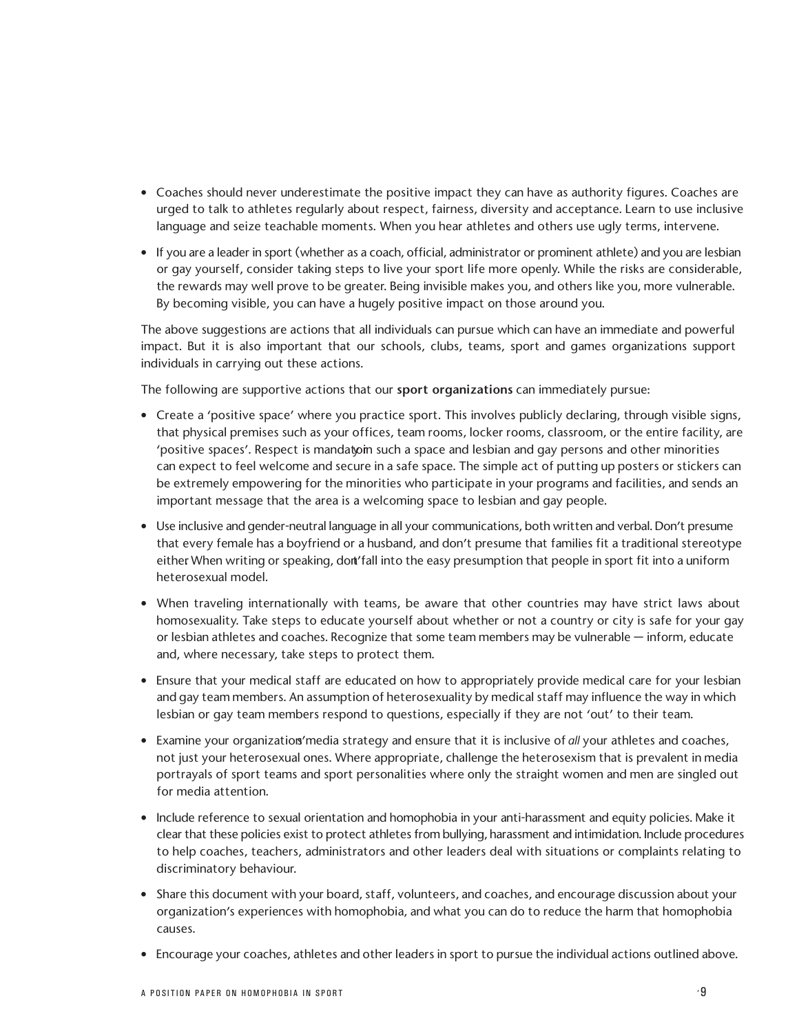- Coaches should never underestimate the positive impact they can have as authority figures. Coaches are urged to talk to athletes regularly about respect, fairness, diversity and acceptance. Learn to use inclusive language and seize teachable moments. When you hear athletes and others use ugly terms, intervene.
- If you are a leader in sport (whether as a coach, official, administrator or prominent athlete) and you are lesbian or gay yourself, consider taking steps to live your sport life more openly. While the risks are considerable, the rewards may well prove to be greater. Being invisible makes you, and others like you, more vulnerable. By becoming visible, you can have a hugely positive impact on those around you.

The above suggestions are actions that all individuals can pursue which can have an immediate and powerful impact. But it is also important that our schools, clubs, teams, sport and games organizations support individuals in carrying out these actions.

The following are supportive actions that our **sport organizations** can immediately pursue:

- Create a 'positive space' where you practice sport. This involves publicly declaring, through visible signs, that physical premises such as your offices, team rooms, locker rooms, classroom, or the entire facility, are 'positive spaces'. Respect is mandatory in such a space and lesbian and gay persons and other minorities can expect to feel welcome and secure in a safe space. The simple act of putting up posters or stickers can be extremely empowering for the minorities who participate in your programs and facilities, and sends an important message that the area is a welcoming space to lesbian and gay people.
- Use inclusive and gender-neutral language in all your communications, both written and verbal. Don't presume that every female has a boyfriend or a husband, and don't presume that families fit a traditional stereotype either. When writing or speaking, don't fall into the easy presumption that people in sport fit into a uniform heterosexual model.
- When traveling internationally with teams, be aware that other countries may have strict laws about homosexuality. Take steps to educate yourself about whether or not a country or city is safe for your gay or lesbian athletes and coaches. Recognize that some team members may be vulnerable — inform, educate and, where necessary, take steps to protect them.
- Ensure that your medical staff are educated on how to appropriately provide medical care for your lesbian and gay team members. An assumption of heterosexuality by medical staff may influence the way in which lesbian or gay team members respond to questions, especially if they are not 'out' to their team.
- Examine your organization's media strategy and ensure that it is inclusive of *all* your athletes and coaches, not just your heterosexual ones. Where appropriate, challenge the heterosexism that is prevalent in media portrayals of sport teams and sport personalities where only the straight women and men are singled out for media attention.
- Include reference to sexual orientation and homophobia in your anti-harassment and equity policies. Make it clear that these policies exist to protect athletes from bullying, harassment and intimidation. Include procedures to help coaches, teachers, administrators and other leaders deal with situations or complaints relating to discriminatory behaviour.
- Share this document with your board, staff, volunteers, and coaches, and encourage discussion about your organization's experiences with homophobia, and what you can do to reduce the harm that homophobia causes.
- Encourage your coaches, athletes and other leaders in sport to pursue the individual actions outlined above.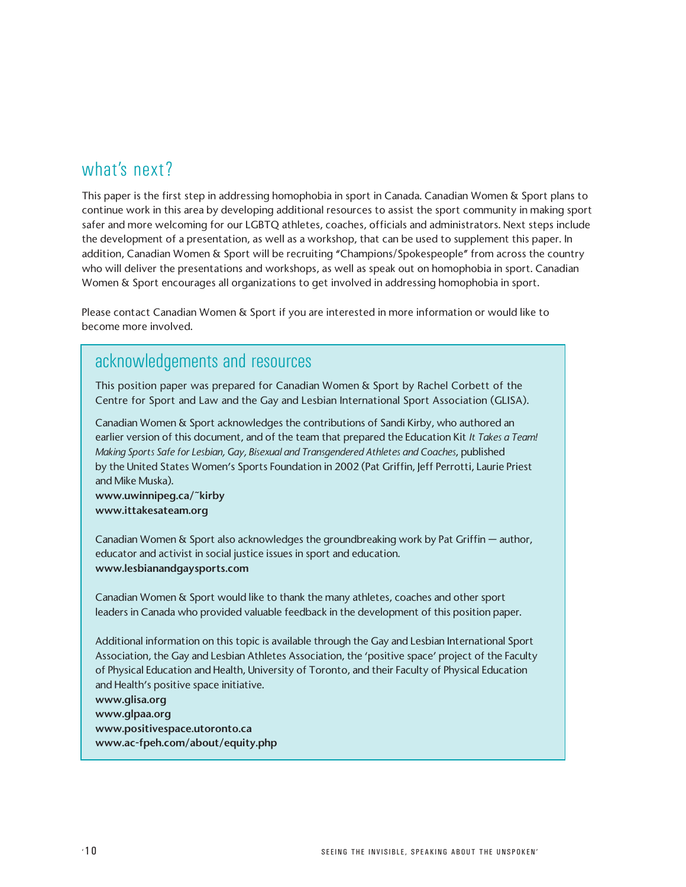## what's next?

This paper is the first step in addressing homophobia in sport in Canada. Canadian Women & Sport plans to continue work in this area by developing additional resources to assist the sport community in making sport safer and more welcoming for our LGBTQ athletes, coaches, officials and administrators. Next steps include the development of a presentation, as well as a workshop, that can be used to supplement this paper. In addition, Canadian Women & Sport will be recruiting "Champions/Spokespeople" from across the country who will deliver the presentations and workshops, as well as speak out on homophobia in sport. Canadian Women & Sport encourages all organizations to get involved in addressing homophobia in sport.

Please contact Canadian Women & Sport if you are interested in more information or would like to become more involved.

## acknowledgements and resources

This position paper was prepared for Canadian Women & Sport by Rachel Corbett of the Centre for Sport and Law and the Gay and Lesbian International Sport Association (GLISA).

Canadian Women & Sport acknowledges the contributions of Sandi Kirby, who authored an earlier version of this document, and of the team that prepared the Education Kit *It Takes a Team! Making Sports Safe for Lesbian, Gay, Bisexual and Transgendered Athletes and Coaches*, published by the United States Women's Sports Foundation in 2002 (Pat Griffin, Jeff Perrotti, Laurie Priest and Mike Muska).
**www.uwinnipeg.ca/~kirby**
**www.ittakesateam.org**

Canadian Women & Sport also acknowledges the groundbreaking work by Pat Griffin — author, educator and activist in social justice issues in sport and education.
**www.lesbianandgaysports.com**

Canadian Women & Sport would like to thank the many athletes, coaches and other sport leaders in Canada who provided valuable feedback in the development of this position paper.

Additional information on this topic is available through the Gay and Lesbian International Sport Association, the Gay and Lesbian Athletes Association, the 'positive space' project of the Faculty of Physical Education and Health, University of Toronto, and their Faculty of Physical Education and Health's positive space initiative.
**www.glisa.org**
**www.glpaa.org**
**www.positivespace.utoronto.ca**
**www.ac-fpeh.com/about/equity.php**